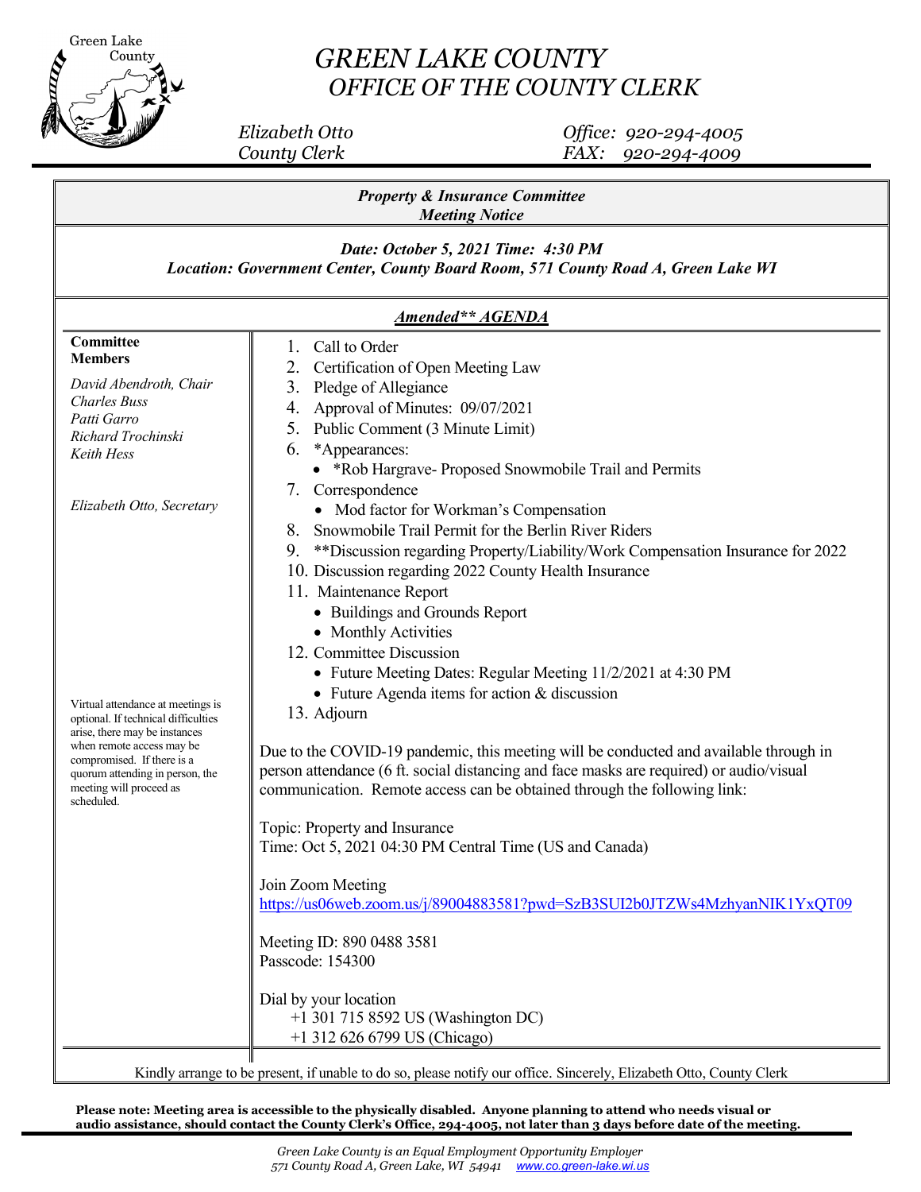# GREEN LAKE COUNTY
## OFFICE OF THE COUNTY CLERK

*Elizabeth Otto*
*County Clerk*

*Office: 920-294-4005*
*FAX: 920-294-4009*

***Property & Insurance Committee***
***Meeting Notice***

***Date: October 5, 2021 Time: 4:30 PM***
***Location: Government Center, County Board Room, 571 County Road A, Green Lake WI***

***Amended** AGENDA***

**Committee Members**

*David Abendroth, Chair*
*Charles Buss*
*Patti Garro*
*Richard Trochinski*
*Keith Hess*

*Elizabeth Otto, Secretary*

Virtual attendance at meetings is optional. If technical difficulties arise, there may be instances when remote access may be compromised. If there is a quorum attending in person, the meeting will proceed as scheduled.

1. Call to Order
2. Certification of Open Meeting Law
3. Pledge of Allegiance
4. Approval of Minutes: 09/07/2021
5. Public Comment (3 Minute Limit)
6. *Appearances:
   - *Rob Hargrave- Proposed Snowmobile Trail and Permits
7. Correspondence
   - Mod factor for Workman's Compensation
8. Snowmobile Trail Permit for the Berlin River Riders
9. **Discussion regarding Property/Liability/Work Compensation Insurance for 2022
10. Discussion regarding 2022 County Health Insurance
11. Maintenance Report
    - Buildings and Grounds Report
    - Monthly Activities
12. Committee Discussion
    - Future Meeting Dates: Regular Meeting 11/2/2021 at 4:30 PM
    - Future Agenda items for action & discussion
13. Adjourn

Due to the COVID-19 pandemic, this meeting will be conducted and available through in person attendance (6 ft. social distancing and face masks are required) or audio/visual communication. Remote access can be obtained through the following link:

Topic: Property and Insurance
Time: Oct 5, 2021 04:30 PM Central Time (US and Canada)

Join Zoom Meeting
https://us06web.zoom.us/j/89004883581?pwd=SzB3SUI2b0JTZWs4MzhyanNIK1YxQT09

Meeting ID: 890 0488 3581
Passcode: 154300

Dial by your location
+1 301 715 8592 US (Washington DC)
+1 312 626 6799 US (Chicago)

Kindly arrange to be present, if unable to do so, please notify our office. Sincerely, Elizabeth Otto, County Clerk

**Please note: Meeting area is accessible to the physically disabled. Anyone planning to attend who needs visual or audio assistance, should contact the County Clerk's Office, 294-4005, not later than 3 days before date of the meeting.**

*Green Lake County is an Equal Employment Opportunity Employer*
*571 County Road A, Green Lake, WI 54941 www.co.green-lake.wi.us*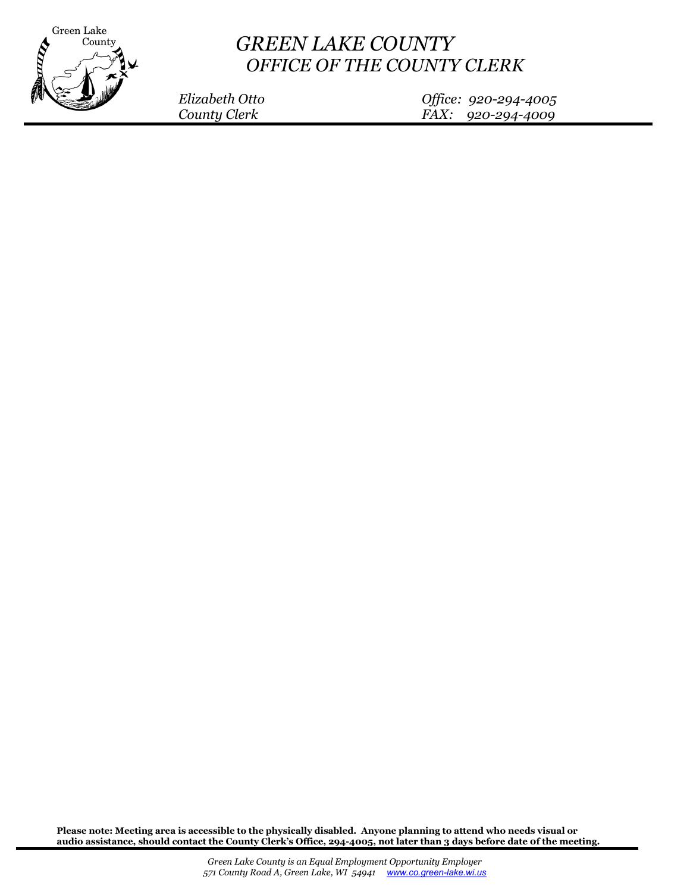# GREEN LAKE COUNTY

## OFFICE OF THE COUNTY CLERK

*Elizabeth Otto*
*County Clerk*

*Office: 920-294-4005*
*FAX: 920-294-4009*

**Please note: Meeting area is accessible to the physically disabled. Anyone planning to attend who needs visual or audio assistance, should contact the County Clerk's Office, 294-4005, not later than 3 days before date of the meeting.**

*Green Lake County is an Equal Employment Opportunity Employer*
*571 County Road A, Green Lake, WI 54941 www.co.green-lake.wi.us*